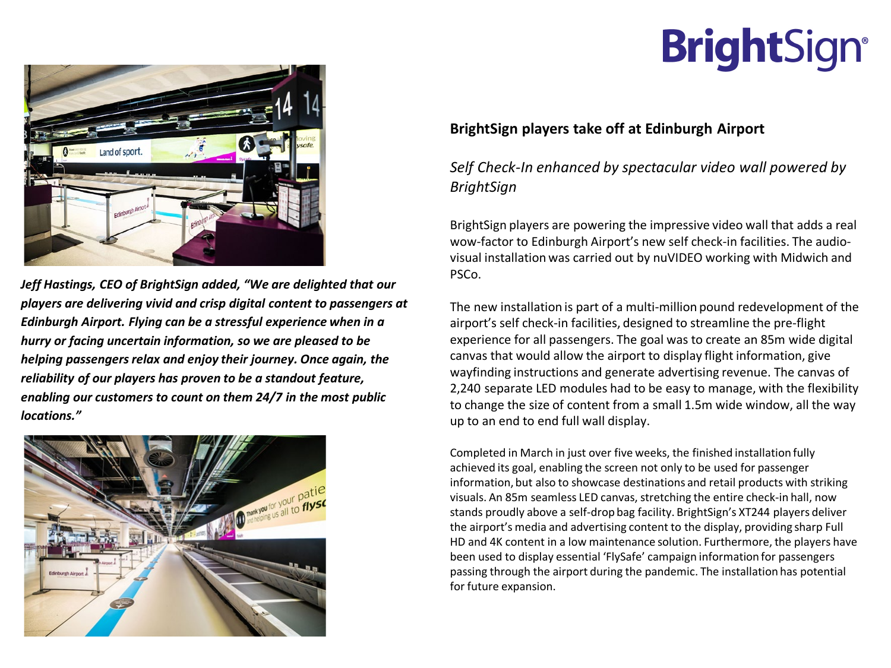BrightSign

## BrightSign players take off at Edinburgh Airport

*Self Check-In enhanced by spectacular video wall powered by BrightSign*

BrightSign players are powering the impressive video wall that adds a real wow-factor to Edinburgh Airport's new self check-in facilities. The audio-visual installation was carried out by nuVIDEO working with Midwich and PSCo.

The new installation is part of a multi-million pound redevelopment of the airport's self check-in facilities, designed to streamline the pre-flight experience for all passengers. The goal was to create an 85m wide digital canvas that would allow the airport to display flight information, give wayfinding instructions and generate advertising revenue. The canvas of 2,240 separate LED modules had to be easy to manage, with the flexibility to change the size of content from a small 1.5m wide window, all the way up to an end to end full wall display.

Completed in March in just over five weeks, the finished installation fully achieved its goal, enabling the screen not only to be used for passenger information, but also to showcase destinations and retail products with striking visuals. An 85m seamless LED canvas, stretching the entire check-in hall, now stands proudly above a self-drop bag facility. BrightSign's XT244 players deliver the airport's media and advertising content to the display, providing sharp Full HD and 4K content in a low maintenance solution. Furthermore, the players have been used to display essential 'FlySafe' campaign information for passengers passing through the airport during the pandemic. The installation has potential for future expansion.

***Jeff Hastings, CEO of BrightSign added, "We are delighted that our players are delivering vivid and crisp digital content to passengers at Edinburgh Airport. Flying can be a stressful experience when in a hurry or facing uncertain information, so we are pleased to be helping passengers relax and enjoy their journey. Once again, the reliability of our players has proven to be a standout feature, enabling our customers to count on them 24/7 in the most public locations."***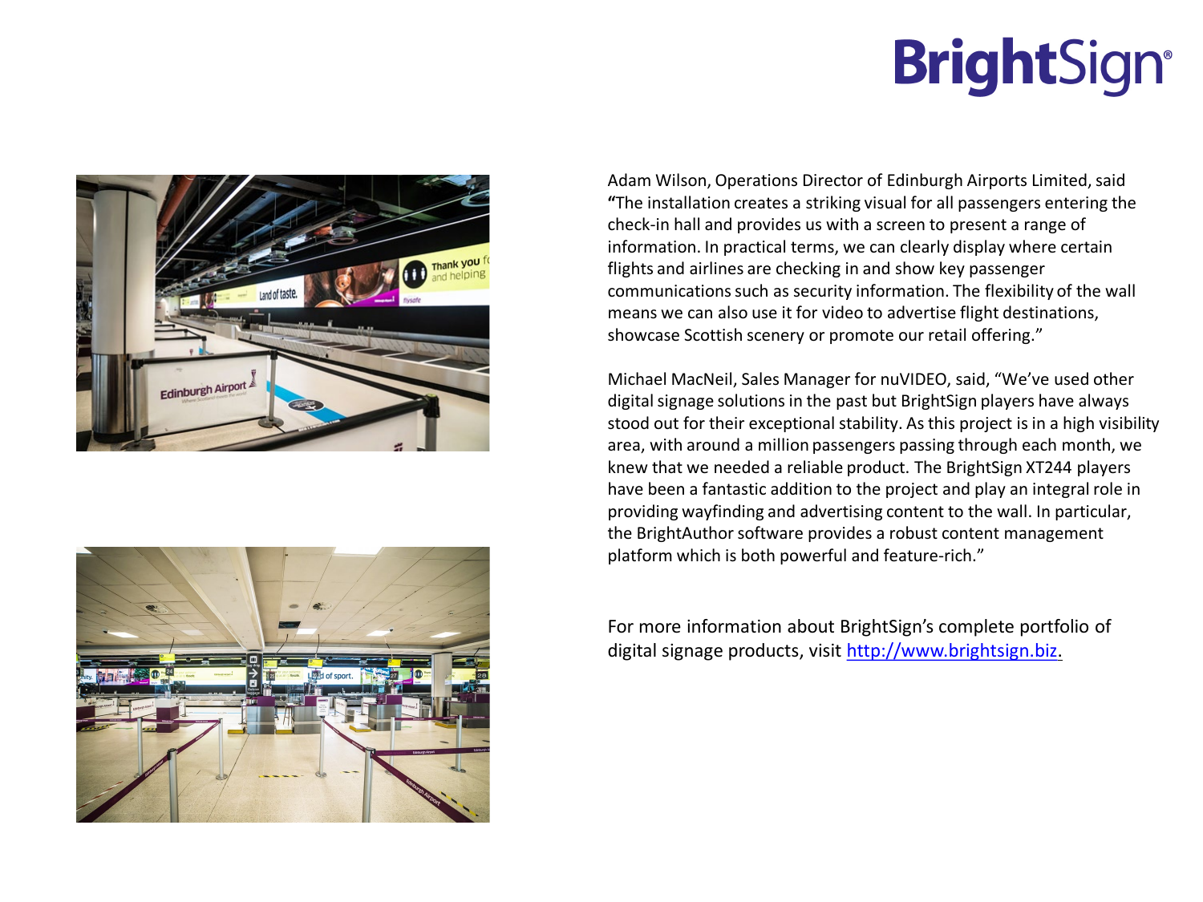Adam Wilson, Operations Director of Edinburgh Airports Limited, said "The installation creates a striking visual for all passengers entering the check-in hall and provides us with a screen to present a range of information. In practical terms, we can clearly display where certain flights and airlines are checking in and show key passenger communications such as security information. The flexibility of the wall means we can also use it for video to advertise flight destinations, showcase Scottish scenery or promote our retail offering."

Michael MacNeil, Sales Manager for nuVIDEO, said, "We've used other digital signage solutions in the past but BrightSign players have always stood out for their exceptional stability. As this project is in a high visibility area, with around a million passengers passing through each month, we knew that we needed a reliable product. The BrightSign XT244 players have been a fantastic addition to the project and play an integral role in providing wayfinding and advertising content to the wall. In particular, the BrightAuthor software provides a robust content management platform which is both powerful and feature-rich."

For more information about BrightSign's complete portfolio of digital signage products, visit [http://www.brightsign.biz](http://www.brightsign.biz).